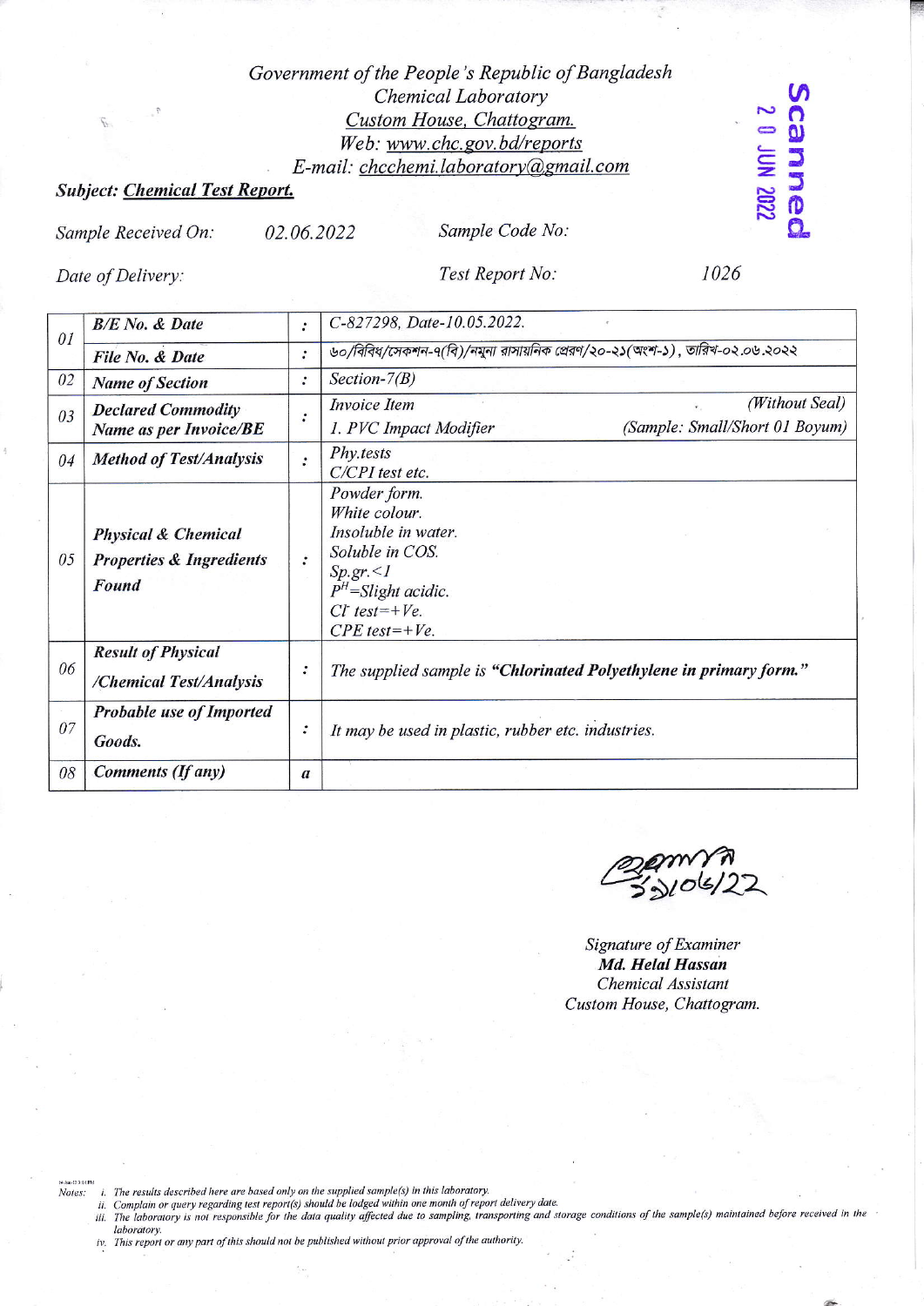*Government of the People's Republic of Bangladesh*
*Chemical Laboratory*
*Custom House, Chattogram.*
*Web: www.chc.gov.bd/reports*
*E-mail: chcchemi.laboratory@gmail.com*

Scanned
20 JUN 2022

***Subject: Chemical Test Report.***

*Sample Received On:* 02.06.2022 *Sample Code No:*

*Date of Delivery:* *Test Report No:* 1026

| | | | |
|---|---|---|---|
| 01 | ***B/E No. & Date*** | : | C-827298, Date-10.05.2022. |
| | ***File No. & Date*** | : | ৬০/বিবিধ/সেকশন-৭(বি)/নমুনা রাসায়নিক প্রেরণ/২০-২১(অংশ-১), তারিখ-০২.০৬.২০২২ |
| 02 | ***Name of Section*** | : | Section-7(B) |
| 03 | ***Declared Commodity Name as per Invoice/BE*** | : | Invoice Item (Without Seal)<br>1. PVC Impact Modifier (Sample: Small/Short 01 Boyum) |
| 04 | ***Method of Test/Analysis*** | : | Phy.tests<br>C/CPI test etc. |
| 05 | ***Physical & Chemical Properties & Ingredients Found*** | : | Powder form.<br>White colour.<br>Insoluble in water.<br>Soluble in COS.<br>Sp.gr.<1<br>$P^H$=Slight acidic.<br>$Cl^-$ test=+Ve.<br>CPE test=+Ve. |
| 06 | ***Result of Physical /Chemical Test/Analysis*** | : | The supplied sample is **"Chlorinated Polyethylene in primary form."** |
| 07 | ***Probable use of Imported Goods.*** | : | It may be used in plastic, rubber etc. industries. |
| 08 | ***Comments (If any)*** | a | |

১১/০৬/22

*Signature of Examiner*
***Md. Helal Hassan***
*Chemical Assistant*
*Custom House, Chattogram.*

*Notes:*
i. The results described here are based only on the supplied sample(s) in this laboratory.
ii. Complain or query regarding test report(s) should be lodged within one month of report delivery date.
iii. The laboratory is not responsible for the data quality affected due to sampling, transporting and storage conditions of the sample(s) maintained before received in the laboratory.
iv. This report or any part of this should not be published without prior approval of the authority.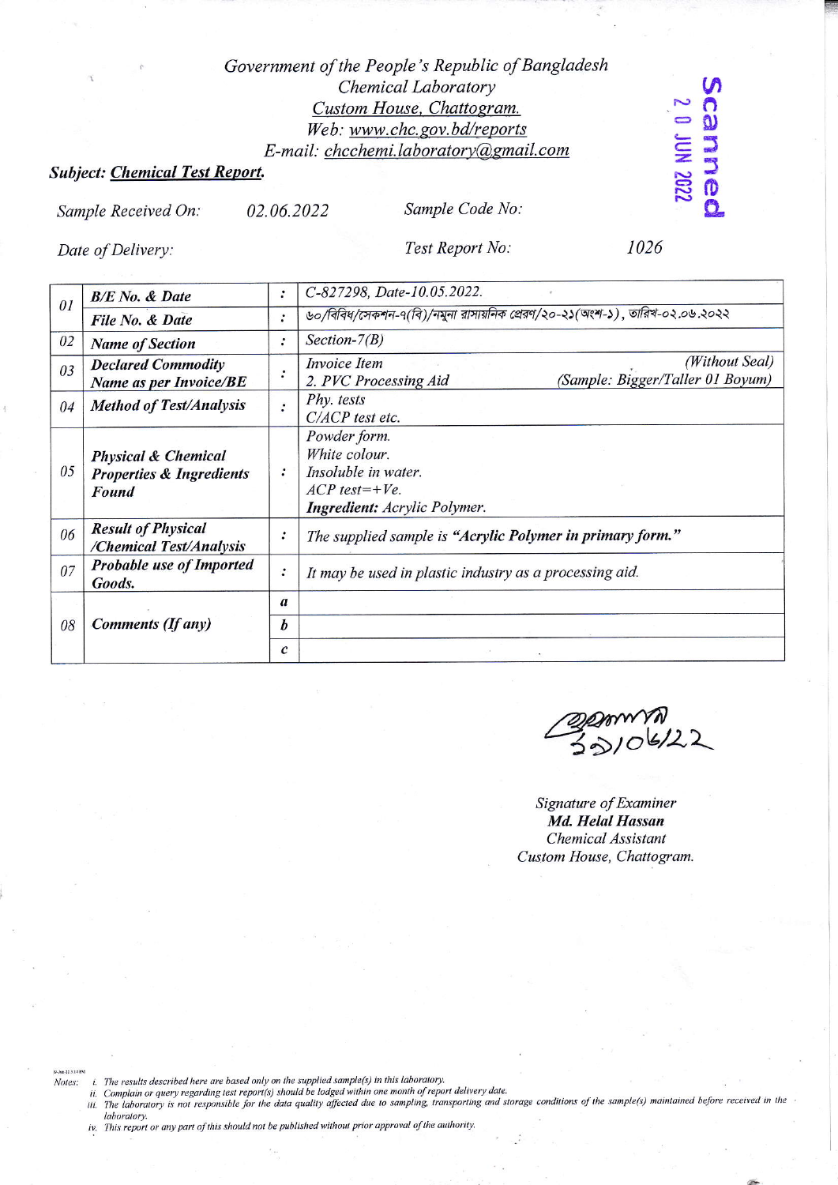Government of the People's Republic of Bangladesh
Chemical Laboratory
Custom House, Chattogram.
Web: www.chc.gov.bd/reports
E-mail: chcchemi.laboratory@gmail.com

Scanned
20 JUN 2022

***Subject: Chemical Test Report.***

| | | | |
|---|---|---|---|
| Sample Received On: | 02.06.2022 | Sample Code No: | |
| Date of Delivery: | | Test Report No: | 1026 |

| | | | |
|---|---|---|---|
| 01 | ***B/E No. & Date*** | : | C-827298, Date-10.05.2022. |
| | ***File No. & Date*** | : | ৬০/বিবিধ/সেকশন-৭(বি)/নমুনা রাসায়নিক প্রেরণ/২০-২১(অংশ-১), তারিখ-০২.০৬.২০২২ |
| 02 | ***Name of Section*** | : | Section-7(B) |
| 03 | ***Declared Commodity Name as per Invoice/BE*** | : | Invoice Item (Without Seal)<br>2. PVC Processing Aid (Sample: Bigger/Taller 01 Boyum) |
| 04 | ***Method of Test/Analysis*** | : | Phy. tests<br>C/ACP test etc. |
| 05 | ***Physical & Chemical Properties & Ingredients Found*** | : | Powder form.<br>White colour.<br>Insoluble in water.<br>ACP test=+Ve.<br>***Ingredient:*** Acrylic Polymer. |
| 06 | ***Result of Physical /Chemical Test/Analysis*** | : | The supplied sample is ***"Acrylic Polymer in primary form."*** |
| 07 | ***Probable use of Imported Goods.*** | : | It may be used in plastic industry as a processing aid. |
| 08 | ***Comments (If any)*** | *a* | |
| | | *b* | |
| | | *c* | |

20/06/22

Signature of Examiner
**Md. Helal Hassan**
Chemical Assistant
Custom House, Chattogram.

Notes:
i. The results described here are based only on the supplied sample(s) in this laboratory.
ii. Complain or query regarding test report(s) should be lodged within one month of report delivery date.
iii. The laboratory is not responsible for the data quality affected due to sampling, transporting and storage conditions of the sample(s) maintained before received in the laboratory.
iv. This report or any part of this should not be published without prior approval of the authority.